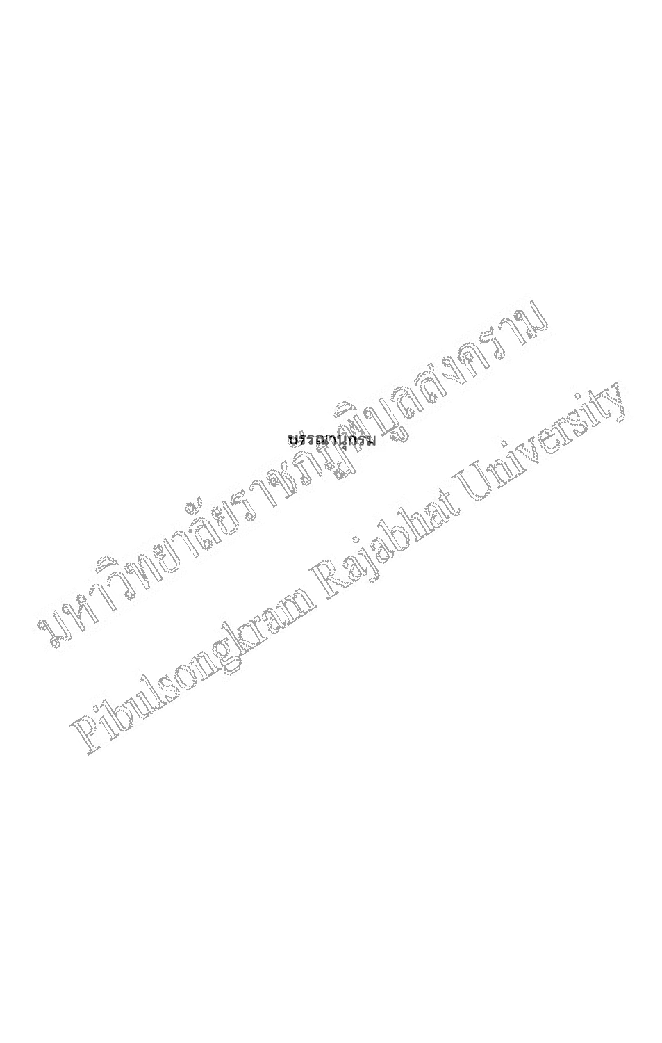# บรรณานุกรม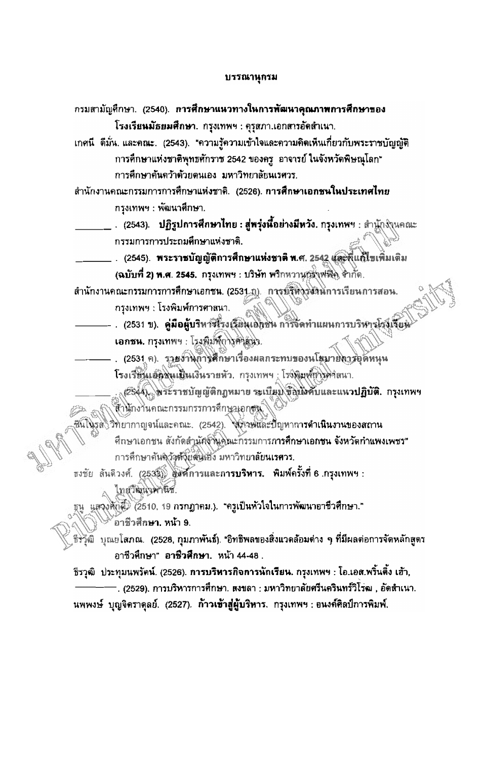# บรรณานุกรม

กรมสามัญศึกษา. (2540). **การศึกษาแนวทางในการพัฒนาคุณภาพการศึกษาของโรงเรียนมัธยมศึกษา.** กรุงเทพฯ : คุรุสภา.เอกสารอัดสำเนา.

เกศนี ดีมั่น. และคณะ. (2543). "ความรู้ความเข้าใจและความคิดเห็นเกี่ยวกับพระราชบัญญัติการศึกษาแห่งชาติพุทธศักราช 2542 ของครู อาจารย์ ในจังหวัดพิษณุโลก" การศึกษาค้นคว้าด้วยตนเอง มหาวิทยาลัยนเรศวร.

สำนักงานคณะกรรมการการศึกษาแห่งชาติ. (2526). **การศึกษาเอกชนในประเทศไทย** กรุงเทพฯ : พัฒนาศึกษา.

_______ . (2543). **ปฏิรูปการศึกษาไทย : สู่พรุ่งนี้อย่างมีหวัง.** กรุงเทพฯ : สำนักงานคณะกรรมการการประถมศึกษาแห่งชาติ.

_______ . (2545). **พระราชบัญญัติการศึกษาแห่งชาติ พ.ศ. 2542 และที่แก้ไขเพิ่มเติม (ฉบับที่ 2) พ.ศ. 2545.** กรุงเทพฯ : บริษัท พริกหวานกราฟฟิค จำกัด.

สำนักงานคณะกรรมการการศึกษาเอกชน. (2531 ก). **การบริหารงานการเรียนการสอน.** กรุงเทพฯ : โรงพิมพ์การศาสนา.

_______ . (2531 ข). **คู่มือผู้บริหารโรงเรียนเอกชน การจัดทำแผนการบริหารโรงเรียนเอกชน.** กรุงเทพฯ : โรงพิมพ์การศาสนา.

_______ . (2531 ค). **รายงานการศึกษาเรื่องผลกระทบของนโยบายการอุดหนุนโรงเรียนเอกชนเป็นเงินรายหัว.** กรุงเทพฯ : โรงพิมพ์การศาสนา.

_______ . (2544). **พระราชบัญญัติกฎหมาย ระเบียบ ข้อบังคับและแนวปฏิบัติ.** กรุงเทพฯ สำนักงานคณะกรรมการการศึกษาเอกชน.

ชินโนรส วิทยากาญจน์และคณะ. (2542). "สภาพและปัญหาการดำเนินงานของสถานศึกษาเอกชน สังกัดสำนักงานคณะกรรมการการศึกษาเอกชน จังหวัดกำแพงเพชร" การศึกษาค้นคว้าด้วยตนเอง มหาวิทยาลัยนเรศวร.

ธงชัย สันติวงศ์. (2533). **องค์การและการบริหาร.** พิมพ์ครั้งที่ 6 .กรุงเทพฯ : ไทยวัฒนาพานิช.

ธุนู แสวงศักดิ์. (2510, 19 กรกฎาคม.). "ครูเป็นหัวใจในการพัฒนาอาชีวศึกษา." **อาชีวศึกษา.** หน้า 9.

ธีรวุฒิ บุณยโสภณ. (2528, กุมภาพันธ์). "อิทธิพลของสิ่งแวดล้อมต่าง ๆ ที่มีผลต่อการจัดหลักสูตรอาชีวศึกษา" **อาชีวศึกษา.** หน้า 44-48 .

ธีรวุฒิ ประทุมนพรัตน์. (2526). **การบริหารกิจการนักเรียน.** กรุงเทพฯ : โอ.เอส.พริ้นติ้ง เฮ้า,

_______ . (2529). การบริหารการศึกษา. สงขลา : มหาวิทยาลัยศรีนครินทร์วิโรฒ , อัดสำเนา.

นพพงษ์ บุญจิตราดุลย์. (2527). **ก้าวเข้าสู่ผู้บริหาร.** กรุงเทพฯ : อนงค์ศิลป์การพิมพ์.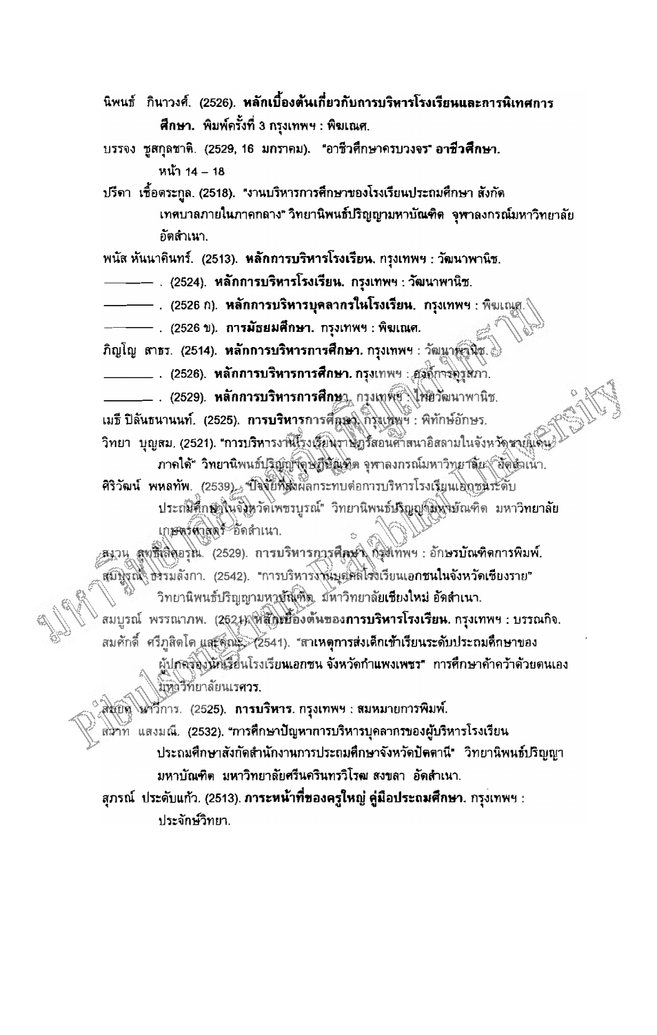นิพนธ์ กินาวงศ์. (2526). **หลักเบื้องต้นเกี่ยวกับการบริหารโรงเรียนและการนิเทศการศึกษา.** พิมพ์ครั้งที่ 3 กรุงเทพฯ : พิฆเณศ.

บรรจง ชูสกุลชาติ. (2529, 16 มกราคม). "อาชีวศึกษาครบวงจร" **อาชีวศึกษา.** หน้า 14 – 18

ปรีดา เชื้อตระกูล. (2518). "งานบริหารการศึกษาของโรงเรียนประถมศึกษา สังกัดเทศบาลภายในภาคกลาง" วิทยานิพนธ์ปริญญามหาบัณฑิต จุฬาลงกรณ์มหาวิทยาลัย อัดสำเนา.

พนัส หันนาคินทร์. (2513). **หลักการบริหารโรงเรียน.** กรุงเทพฯ : วัฒนาพานิช.

———. (2524). **หลักการบริหารโรงเรียน.** กรุงเทพฯ : วัฒนาพานิช.

———. (2526 ก). **หลักการบริหารบุคลากรในโรงเรียน.** กรุงเทพฯ : พิฆเณศ.

———. (2526 ข). **การมัธยมศึกษา.** กรุงเทพฯ : พิฆเณศ.

ภิญโญ สาธร. (2514). **หลักการบริหารการศึกษา.** กรุงเทพฯ : วัฒนาพานิช.

———. (2526). **หลักการบริหารการศึกษา.** กรุงเทพฯ : องค์การคุรุสภา.

———. (2529). **หลักการบริหารการศึกษา.** กรุงเทพฯ : ไทยวัฒนาพานิช.

เมธี ปิลันธนานนท์. (2525). **การบริหารการศึกษา.** กรุงเทพฯ : พิทักษ์อักษร.

วิทยา บุญสม. (2521). "การบริหารงานโรงเรียนราษฎร์สอนศาสนาอิสลามในจังหวัดชายแดนภาคใต้" วิทยานิพนธ์ปริญญาครุศาสตรมหาบัณฑิต จุฬาลงกรณ์มหาวิทยาลัย อัดสำเนา.

ศิริวัฒน์ พหลทัพ. (2539). "ปัจจัยที่ส่งผลกระทบต่อการบริหารโรงเรียนเอกชนระดับประถมศึกษาในจังหวัดเพชรบูรณ์" วิทยานิพนธ์ปริญญามหาบัณฑิต มหาวิทยาลัยเกษตรศาสตร์ อัดสำเนา.

สงวน สุทธิเลิศอรุณ. (2529). **การบริหารการศึกษา.** กรุงเทพฯ : อักษรบัณฑิตการพิมพ์.

สมบูรณ์ ธรรมลังกา. (2542). "การบริหารงานบุคคลโรงเรียนเอกชนในจังหวัดเชียงราย" วิทยานิพนธ์ปริญญามหาบัณฑิต มหาวิทยาลัยเชียงใหม่ อัดสำเนา.

สมบูรณ์ พรรณาภพ. (2521). **หลักเบื้องต้นของการบริหารโรงเรียน.** กรุงเทพฯ : บรรณกิจ.

สมศักดิ์ ศรีภูสิตโต และคณะ. (2541). "สาเหตุการส่งเด็กเข้าเรียนระดับประถมศึกษาของผู้ปกครองนักเรียนโรงเรียนเอกชน จังหวัดกำแพงเพชร" การศึกษาค้นคว้าด้วยตนเอง มหาวิทยาลัยนเรศวร.

สมยศ นาวีการ. (2525). **การบริหาร.** กรุงเทพฯ : สมหมายการพิมพ์.

สวาท แสงมณี. (2532). "การศึกษาปัญหาการบริหารบุคลากรของผู้บริหารโรงเรียนประถมศึกษาสังกัดสำนักงานการประถมศึกษาจังหวัดปัตตานี" วิทยานิพนธ์ปริญญามหาบัณฑิต มหาวิทยาลัยศรีนครินทรวิโรฒ สงขลา อัดสำเนา.

สุภรณ์ ประดับแก้ว. (2513). ***ภาระหน้าที่ของครูใหญ่ คู่มือประถมศึกษา.*** กรุงเทพฯ : ประจักษ์วิทยา.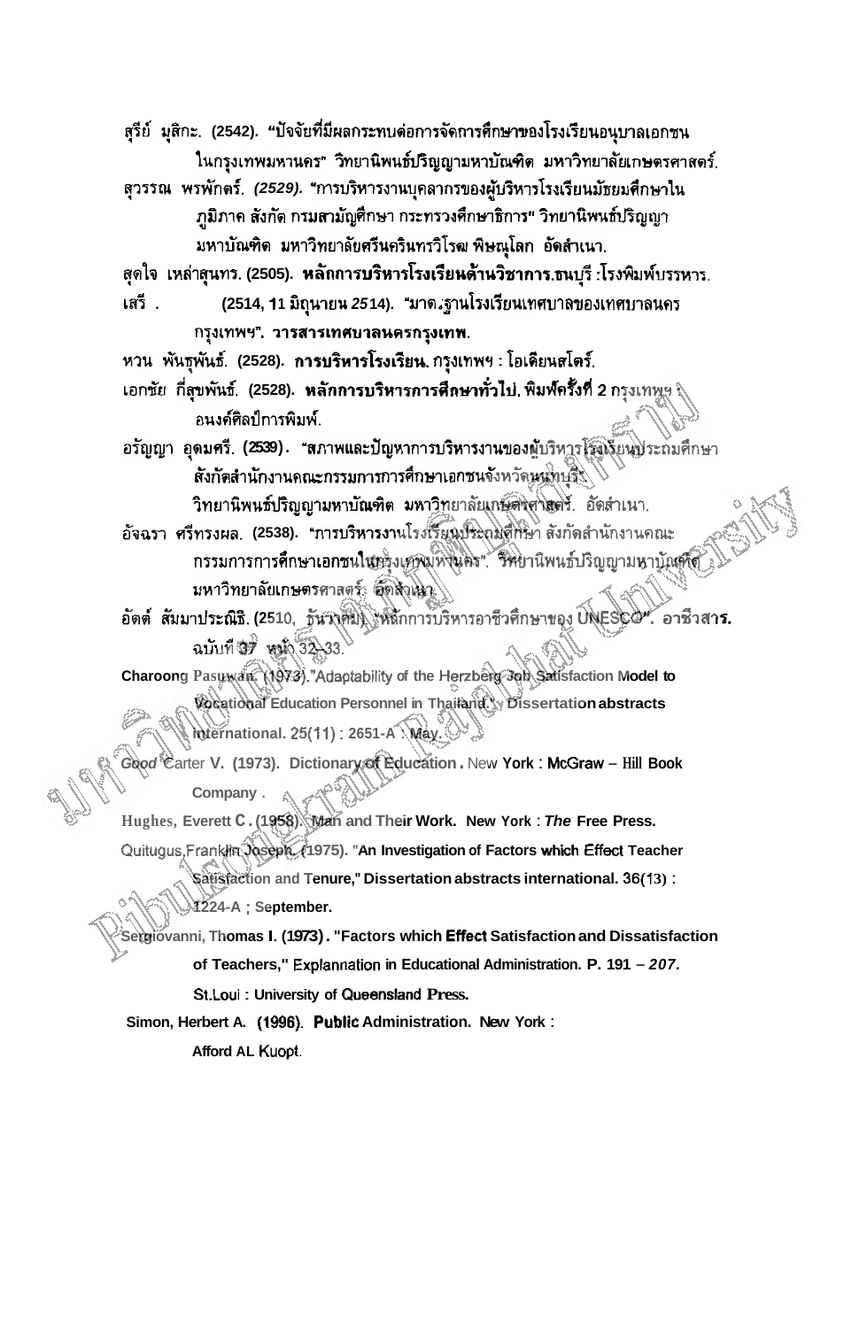สุรีย์ มุสิกะ. (2542). "ปัจจัยที่มีผลกระทบต่อการจัดการศึกษาของโรงเรียนอนุบาลเอกชนในกรุงเทพมหานคร" วิทยานิพนธ์ปริญญามหาบัณฑิต มหาวิทยาลัยเกษตรศาสตร์.

สุวรรณ พรพักตร์. *(2529).* "การบริหารงานบุคลากรของผู้บริหารโรงเรียนมัธยมศึกษาในภูมิภาค สังกัด กรมสามัญศึกษา กระทรวงศึกษาธิการ" วิทยานิพนธ์ปริญญามหาบัณฑิต มหาวิทยาลัยศรีนครินทรวิโรฒ พิษณุโลก อัดสำเนา.

สุดใจ เหล่าสุนทร. (2505). **หลักการบริหารโรงเรียนด้านวิชาการ.** ธนบุรี :โรงพิมพ์บรรหาร.

เสรี . (2514, 11 มิถุนายน *25*14). "มาตรฐานโรงเรียนเทศบาลของเทศบาลนครกรุงเทพฯ". **วารสารเทศบาลนครกรุงเทพ.**

หวน พันธุพันธ์. (2528). **การบริหารโรงเรียน.** กรุงเทพฯ : โอเดียนสโตร์.

เอกชัย กี่สุขพันธ์. (2528). **หลักการบริหารการศึกษาทั่วไป.** พิมพ์ครั้งที่ 2 กรุงเทพฯ : อนงค์ศิลป์การพิมพ์.

อรัญญา อุดมศรี. (2539). "สภาพและปัญหาการบริหารงานของผู้บริหารโรงเรียนประถมศึกษา สังกัดสำนักงานคณะกรรมการการศึกษาเอกชนจังหวัดนนทบุรี" **วิทยานิพนธ์ปริญญามหาบัณฑิต มหาวิทยาลัยเกษตรศาสตร์.** อัดสำเนา.

อัจฉรา ศรีทรงผล. (2538). "การบริหารงานโรงเรียนประถมศึกษา สังกัดสำนักงานคณะกรรมการการศึกษาเอกชนในกรุงเทพมหานคร". วิทยานิพนธ์ปริญญามหาบัณฑิต มหาวิทยาลัยเกษตรศาสตร์ อัดสำเนา.

อัตต์ สัมมาประณิธิ. (2510, ธันวาคม). "หลักการบริหารอาชีวศึกษาของ UNESCO". **อาชีวสาร.** ฉบับที่ 37 หน้า 32-33.

Charoong Pasuwan. (1973)."Adaptability of the Herzberg Job Satisfaction Model to Vocational Education Personnel in Thailand," **Dissertation abstracts international.** 25(11) : 2651-A ; May.

*Good* Carter V. (1973). **Dictionary of Education.** New York : McGraw – Hill Book Company .

Hughes, Everett C . (1958). **Man and Their Work.** New York : *The* Free Press.

Quitugus,Franklin Joseph. (1975). "An Investigation of Factors which Effect Teacher Satisfaction and Tenure," **Dissertation abstracts international.** 36(13) : 1224-A ; September.

Sergiovanni, Thomas I. (1973). "Factors which Effect Satisfaction and Dissatisfaction of Teachers," Explannation in Educational Administration. P. 191 – *207.* St.Loui : University of Queensland Press.

Simon, Herbert A. (1996). **Public Administration.** New York : Afford AL Kuopt.